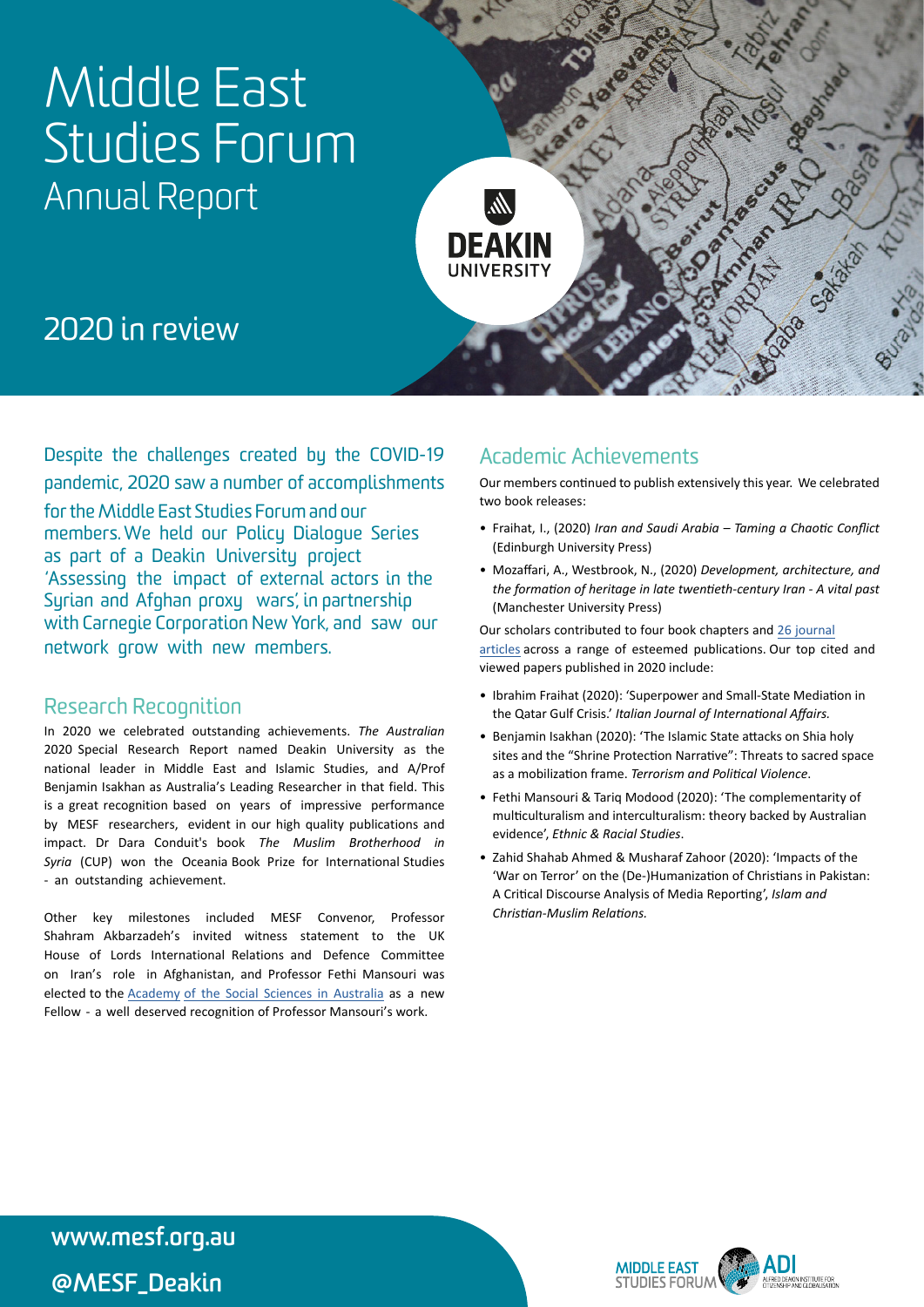# Middle East Studies Forum
## Annual Report

DEAKIN UNIVERSITY

## 2020 in review

Despite the challenges created by the COVID-19 pandemic, 2020 saw a number of accomplishments for the Middle East Studies Forum and our members. We held our Policy Dialogue Series as part of a Deakin University project 'Assessing the impact of external actors in the Syrian and Afghan proxy wars', in partnership with Carnegie Corporation New York, and saw our network grow with new members.

## Research Recognition

In 2020 we celebrated outstanding achievements. *The Australian* 2020 Special Research Report named Deakin University as the national leader in Middle East and Islamic Studies, and A/Prof Benjamin Isakhan as Australia's Leading Researcher in that field. This is a great recognition based on years of impressive performance by MESF researchers, evident in our high quality publications and impact. Dr Dara Conduit's book *The Muslim Brotherhood in Syria* (CUP) won the Oceania Book Prize for International Studies - an outstanding achievement.

Other key milestones included MESF Convenor, Professor Shahram Akbarzadeh's invited witness statement to the UK House of Lords International Relations and Defence Committee on Iran's role in Afghanistan, and Professor Fethi Mansouri was elected to the Academy of the Social Sciences in Australia as a new Fellow - a well deserved recognition of Professor Mansouri's work.

## Academic Achievements

Our members continued to publish extensively this year. We celebrated two book releases:

- Fraihat, I., (2020) *Iran and Saudi Arabia – Taming a Chaotic Conflict* (Edinburgh University Press)
- Mozaffari, A., Westbrook, N., (2020) *Development, architecture, and the formation of heritage in late twentieth-century Iran - A vital past* (Manchester University Press)

Our scholars contributed to four book chapters and 26 journal articles across a range of esteemed publications. Our top cited and viewed papers published in 2020 include:

- Ibrahim Fraihat (2020): 'Superpower and Small-State Mediation in the Qatar Gulf Crisis.' *Italian Journal of International Affairs.*
- Benjamin Isakhan (2020): 'The Islamic State attacks on Shia holy sites and the "Shrine Protection Narrative": Threats to sacred space as a mobilization frame. *Terrorism and Political Violence*.
- Fethi Mansouri & Tariq Modood (2020): 'The complementarity of multiculturalism and interculturalism: theory backed by Australian evidence', *Ethnic & Racial Studies*.
- Zahid Shahab Ahmed & Musharaf Zahoor (2020): 'Impacts of the 'War on Terror' on the (De-)Humanization of Christians in Pakistan: A Critical Discourse Analysis of Media Reporting', *Islam and Christian-Muslim Relations.*

**www.mesf.org.au**

**@MESF_Deakin**

MIDDLE EAST STUDIES FORUM — ADI ALFRED DEAKIN INSTITUTE FOR CITIZENSHIP AND GLOBALISATION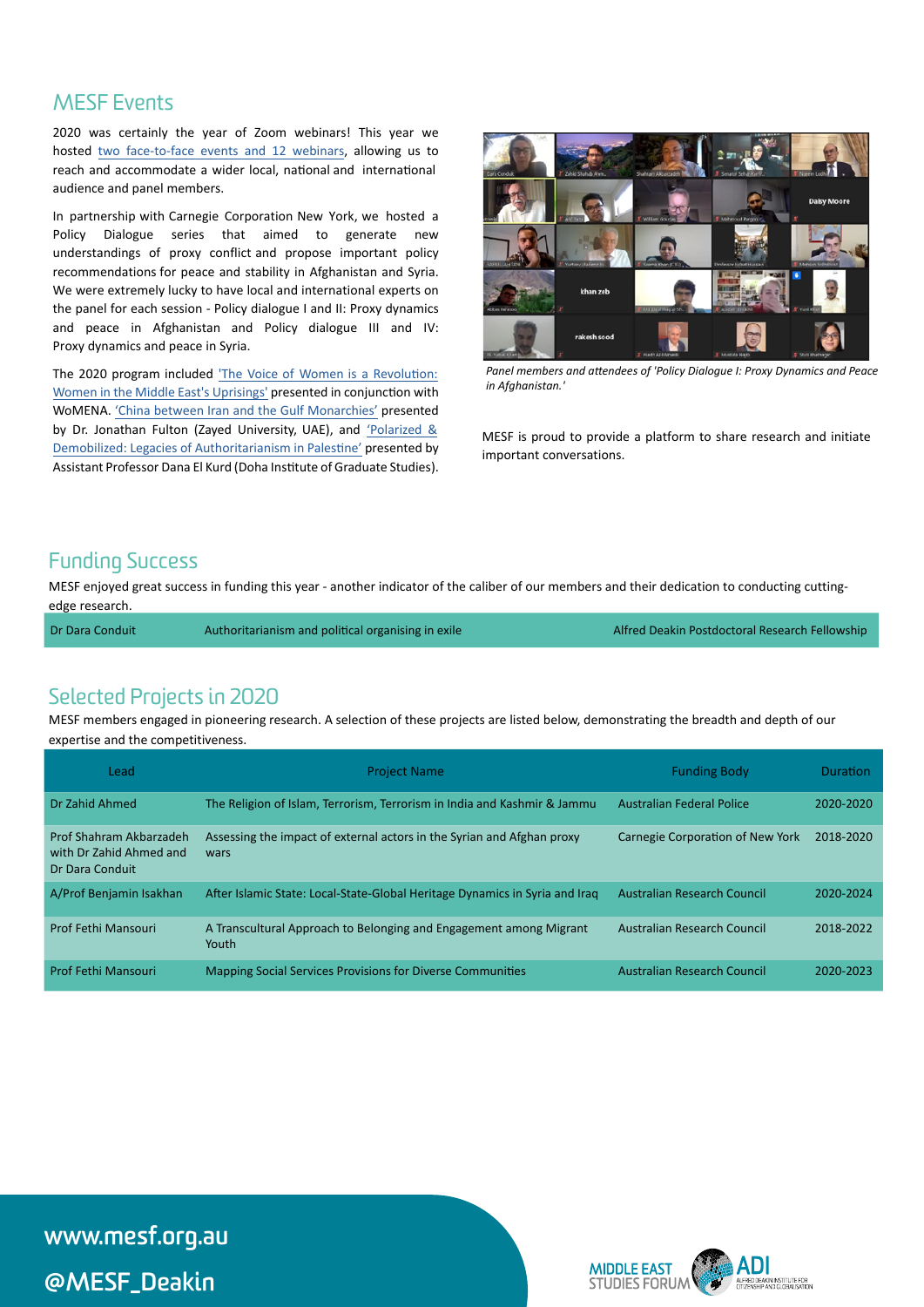## MESF Events

2020 was certainly the year of Zoom webinars! This year we hosted two face-to-face events and 12 webinars, allowing us to reach and accommodate a wider local, national and international audience and panel members.

In partnership with Carnegie Corporation New York, we hosted a Policy Dialogue series that aimed to generate new understandings of proxy conflict and propose important policy recommendations for peace and stability in Afghanistan and Syria. We were extremely lucky to have local and international experts on the panel for each session - Policy dialogue I and II: Proxy dynamics and peace in Afghanistan and Policy dialogue III and IV: Proxy dynamics and peace in Syria.

The 2020 program included 'The Voice of Women is a Revolution: Women in the Middle East's Uprisings' presented in conjunction with WoMENA. 'China between Iran and the Gulf Monarchies' presented by Dr. Jonathan Fulton (Zayed University, UAE), and 'Polarized & Demobilized: Legacies of Authoritarianism in Palestine' presented by Assistant Professor Dana El Kurd (Doha Institute of Graduate Studies).

*Panel members and attendees of 'Policy Dialogue I: Proxy Dynamics and Peace in Afghanistan.'*

MESF is proud to provide a platform to share research and initiate important conversations.

## Funding Success

MESF enjoyed great success in funding this year - another indicator of the caliber of our members and their dedication to conducting cutting-edge research.

| | | |
|---|---|---|
| Dr Dara Conduit | Authoritarianism and political organising in exile | Alfred Deakin Postdoctoral Research Fellowship |

## Selected Projects in 2020

MESF members engaged in pioneering research. A selection of these projects are listed below, demonstrating the breadth and depth of our expertise and the competitiveness.

| Lead | Project Name | Funding Body | Duration |
|---|---|---|---|
| Dr Zahid Ahmed | The Religion of Islam, Terrorism, Terrorism in India and Kashmir & Jammu | Australian Federal Police | 2020-2020 |
| Prof Shahram Akbarzadeh with Dr Zahid Ahmed and Dr Dara Conduit | Assessing the impact of external actors in the Syrian and Afghan proxy wars | Carnegie Corporation of New York | 2018-2020 |
| A/Prof Benjamin Isakhan | After Islamic State: Local-State-Global Heritage Dynamics in Syria and Iraq | Australian Research Council | 2020-2024 |
| Prof Fethi Mansouri | A Transcultural Approach to Belonging and Engagement among Migrant Youth | Australian Research Council | 2018-2022 |
| Prof Fethi Mansouri | Mapping Social Services Provisions for Diverse Communities | Australian Research Council | 2020-2023 |

**www.mesf.org.au**

**@MESF_Deakin**

MIDDLE EAST STUDIES FORUM

ADI ALFRED DEAKIN INSTITUTE FOR CITIZENSHIP AND GLOBALISATION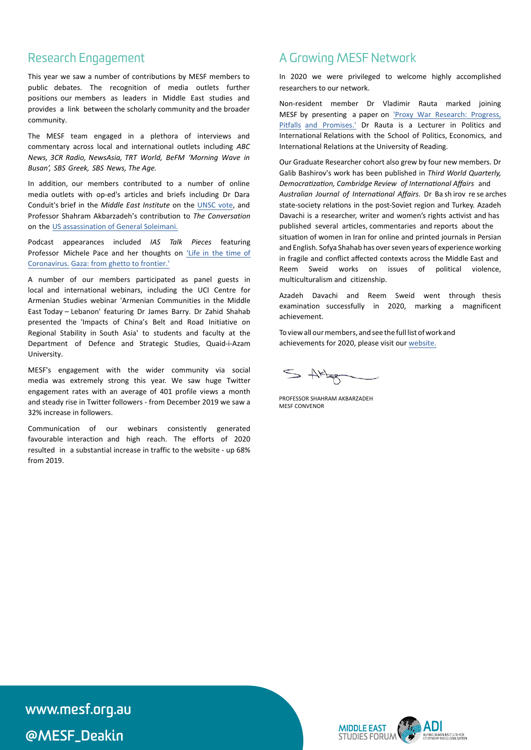## Research Engagement

This year we saw a number of contributions by MESF members to public debates. The recognition of media outlets further positions our members as leaders in Middle East studies and provides a link between the scholarly community and the broader community.

The MESF team engaged in a plethora of interviews and commentary across local and international outlets including *ABC News, 3CR Radio, NewsAsia, TRT World, BeFM 'Morning Wave in Busan', SBS Greek, SBS News, The Age.*

In addition, our members contributed to a number of online media outlets with op-ed's articles and briefs including Dr Dara Conduit's brief in the *Middle East Institute* on the UNSC vote, and Professor Shahram Akbarzadeh's contribution to *The Conversation* on the US assassination of General Soleimani.

Podcast appearances included *IAS Talk Pieces* featuring Professor Michele Pace and her thoughts on 'Life in the time of Coronavirus. Gaza: from ghetto to frontier.'

A number of our members participated as panel guests in local and international webinars, including the UCI Centre for Armenian Studies webinar 'Armenian Communities in the Middle East Today – Lebanon' featuring Dr James Barry. Dr Zahid Shahab presented the 'Impacts of China's Belt and Road Initiative on Regional Stability in South Asia' to students and faculty at the Department of Defence and Strategic Studies, Quaid-i-Azam University.

MESF's engagement with the wider community via social media was extremely strong this year. We saw huge Twitter engagement rates with an average of 401 profile views a month and steady rise in Twitter followers - from December 2019 we saw a 32% increase in followers.

Communication of our webinars consistently generated favourable interaction and high reach. The efforts of 2020 resulted in a substantial increase in traffic to the website - up 68% from 2019.

## A Growing MESF Network

In 2020 we were privileged to welcome highly accomplished researchers to our network.

Non-resident member Dr Vladimir Rauta marked joining MESF by presenting a paper on 'Proxy War Research: Progress, Pitfalls and Promises.' Dr Rauta is a Lecturer in Politics and International Relations with the School of Politics, Economics, and International Relations at the University of Reading.

Our Graduate Researcher cohort also grew by four new members. Dr Galib Bashirov's work has been published in *Third World Quarterly, Democratization, Cambridge Review of International Affairs* and *Australian Journal of International Affairs.* Dr Bashirov researches state-society relations in the post-Soviet region and Turkey. Azadeh Davachi is a researcher, writer and women's rights activist and has published several articles, commentaries and reports about the situation of women in Iran for online and printed journals in Persian and English. Sofya Shahab has over seven years of experience working in fragile and conflict affected contexts across the Middle East and Reem Sweid works on issues of political violence, multiculturalism and citizenship.

Azadeh Davachi and Reem Sweid went through thesis examination successfully in 2020, marking a magnificent achievement.

To view all our members, and see the full list of work and achievements for 2020, please visit our website.

PROFESSOR SHAHRAM AKBARZADEH
MESF CONVENOR

www.mesf.org.au
@MESF_Deakin